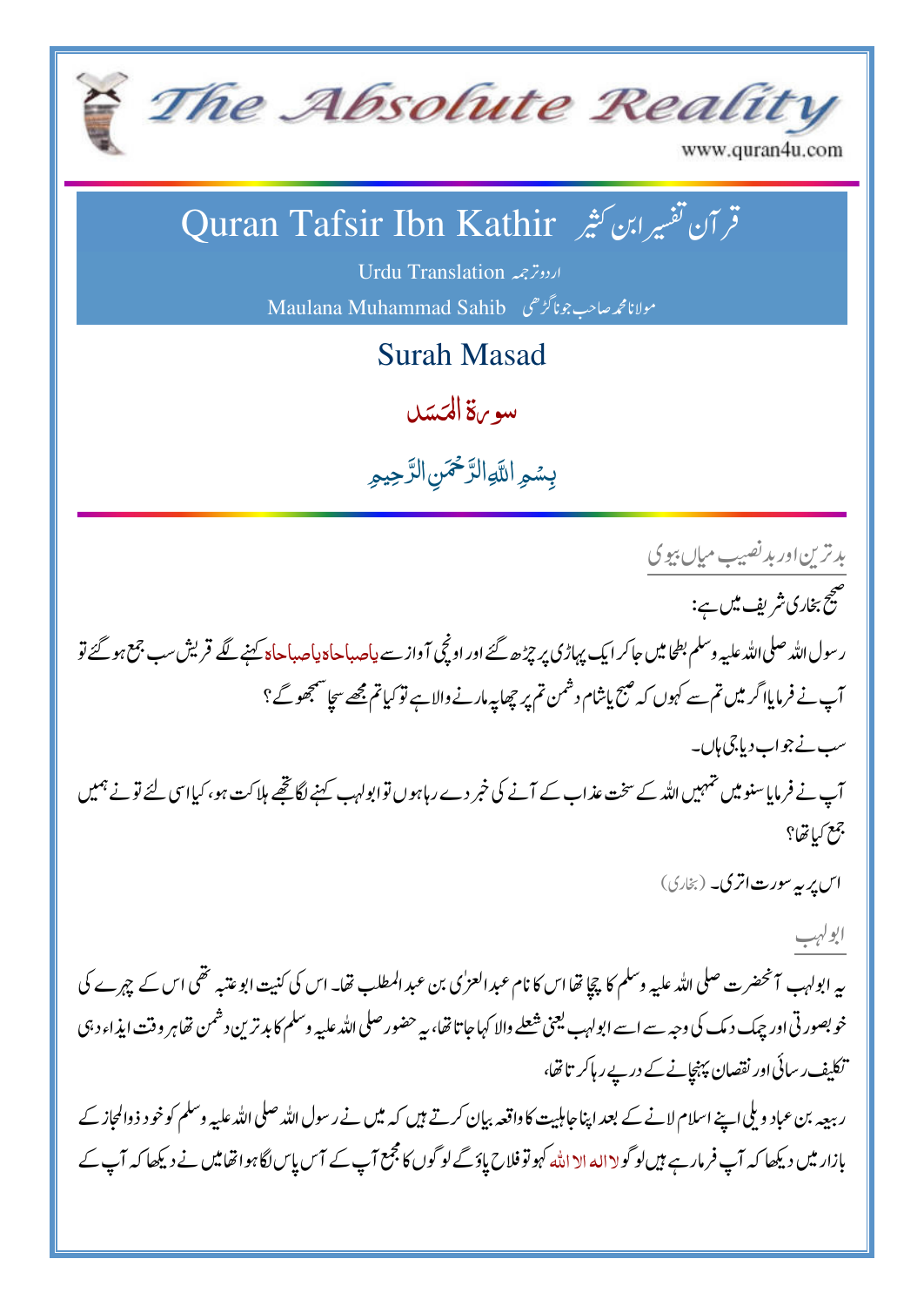# The Absolute Reality

www.quran4u.com

## Quran Tafsir Ibn Kathir قرآن تفسیر ابن کثیر

Urdu Translation اردو ترجمہ

Maulana Muhammad Sahib مولانا محمد صاحب جوناگڑھی

## Surah Masad

## سورۃ المَسَد

بِسۡمِ اللّٰہِ الرَّحۡمٰنِ الرَّحِیۡمِ

### بدترین اور بدنصیب میاں بیوی

صحیح بخاری شریف میں ہے:

رسول اللہ صلی اللہ علیہ وسلم بطحا میں جا کر ایک پہاڑی پر چڑھ گئے اور اونچی آواز سے یاصباحاہ یاصباحاہ کہنے لگے قریش سب جمع ہو گئے تو آپ نے فرمایا اگر میں تم سے کہوں کہ صبح یا شام دشمن تم پر چھاپہ مارنے والا ہے تو کیا تم مجھے سچا سمجھو گے؟

سب نے جواب دیا جی ہاں۔

آپ نے فرمایا سنو میں تمہیں اللہ کے سخت عذاب کے آنے کی خبر دے رہا ہوں تو ابولہب کہنے لگا تجھے ہلاکت ہو، کیا اسی لئے تو نے ہمیں جمع کیا تھا؟

اس پر یہ سورت اتری۔ (بخاری)

### ابولہب

یہ ابولہب آنحضرت صلی اللہ علیہ وسلم کا چچا تھا اس کا نام عبدالعزیٰ بن عبدالمطلب تھا۔ اس کی کنیت ابوعتبہ تھی اس کے چہرے کی خوبصورتی اور چمک دمک کی وجہ سے اسے ابولہب یعنی شعلے والا کہا جاتا تھا، یہ حضور صلی اللہ علیہ وسلم کا بدترین دشمن تھا ہر وقت ایذاء دہی تکلیف رسائی اور نقصان پہنچانے کے درپے رہا کرتا تھا،

ربیعہ بن عباد ویلی اپنے اسلام لانے کے بعد اپنا جاہلیت کا واقعہ بیان کرتے ہیں کہ میں نے رسول اللہ صلی اللہ علیہ وسلم کو خود ذوالمجاز کے بازار میں دیکھا کہ آپ فرما رہے ہیں لوگو لا الہ الا اللہ کہو تو فلاح پاؤ گے لوگوں کا مجمع آپ کے آس پاس لگا ہوا تھا میں نے دیکھا کہ آپ کے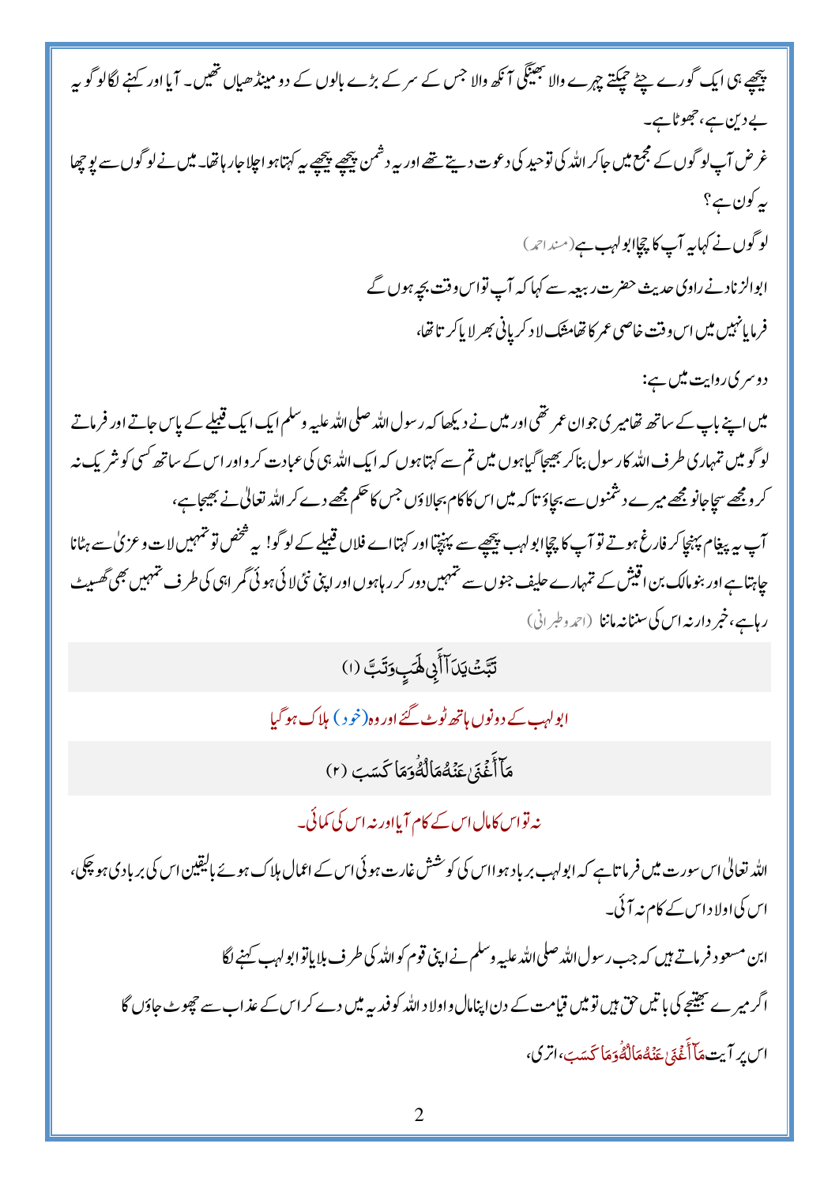پیچھے ہی ایک گورے چٹے چمکتے چہرے والا بھینگی آنکھ والا جس کے سر کے بڑے بالوں کے دو مینڈھیاں تھیں۔ آیا اور کہنے لگا لوگو یہ بے دین ہے، جھوٹا ہے۔

غرض آپ لوگوں کے مجمع میں جا کر اللہ کی توحید کی دعوت دیتے تھے اور یہ دشمن پیچھے پیچھے یہ کہتا ہوا اچلا جارہا تھا۔ میں نے لوگوں سے پوچھا یہ کون ہے؟

لوگوں نے کہا یہ آپ کا چچا ابولہب ہے (مسند احمد)

ابوالزناد نے راوی حدیث حضرت ربیعہ سے کہا کہ آپ تو اس وقت بچہ ہوں گے

فرمایا نہیں میں اس وقت خاصی عمر کا تھا مشک لا د کر پانی بھر لایا کرتا تھا،

دوسری روایت میں ہے:

میں اپنے باپ کے ساتھ تھا میری جوان عمر تھی اور میں نے دیکھا کہ رسول اللہ صلی اللہ علیہ وسلم ایک ایک قبیلے کے پاس جاتے اور فرماتے لوگو میں تمہاری طرف اللہ کا رسول بنا کر بھیجا گیا ہوں میں تم سے کہتا ہوں کہ ایک اللہ ہی کی عبادت کرو اور اس کے ساتھ کسی کو شریک نہ کرو مجھے سچا جانو مجھے میرے دشمنوں سے بچاؤ تاکہ میں اس کا کام بجالاؤں جس کا حکم مجھے دے کر اللہ تعالیٰ نے بھیجا ہے،

آپ یہ پیغام پہنچا کر فارغ ہوتے تو آپ کا چچا ابولہب پیچھے سے پہنچتا اور کہتا اے فلاں قبیلے کے لوگو! یہ شخص تو تمہیں لات وعزیٰ سے ہٹانا چاہتا ہے اور بنومالک بن اقیش کے تمہارے حلیف جنوں سے تمہیں دور کر رہا ہوں اور اپنی نئی لائی ہوئی گمراہی کی طرف تمہیں بھی گھسیٹ رہا ہے، خبردار نہ اس کی سننا نہ ماننا (احمد وطبرانی)

تَبَّتْ يَدَآ أَبِي لَهَبٍ وَتَبَّ (١)

ابولہب کے دونوں ہاتھ ٹوٹ گئے اور وہ (خود) ہلاک ہو گیا

مَآ أَغْنَىٰ عَنْهُ مَالُهُۥ وَمَا كَسَبَ (٢)

نہ تو اس کا مال اس کے کام آیا اور نہ اس کی کمائی۔

اللہ تعالیٰ اس سورت میں فرماتا ہے کہ ابولہب برباد ہوا اس کی کوشش غارت ہوئی اس کے اعمال ہلاک ہوئے بالیقین اس کی بربادی ہو چکی، اس کی اولاد اس کے کام نہ آئی۔

ابن مسعود فرماتے ہیں کہ جب رسول اللہ صلی اللہ علیہ وسلم نے اپنی قوم کو اللہ کی طرف بلایا تو ابولہب کہنے لگا

اگر میرے بھتیجے کی باتیں حق ہیں تو میں قیامت کے دن اپنا مال و اولاد اللہ کو فدیہ میں دے کر اس کے عذاب سے چھوٹ جاؤں گا

اس پر آیت مَآ أَغْنَىٰ عَنْهُ مَالُهُۥ وَمَا كَسَبَ، اتری،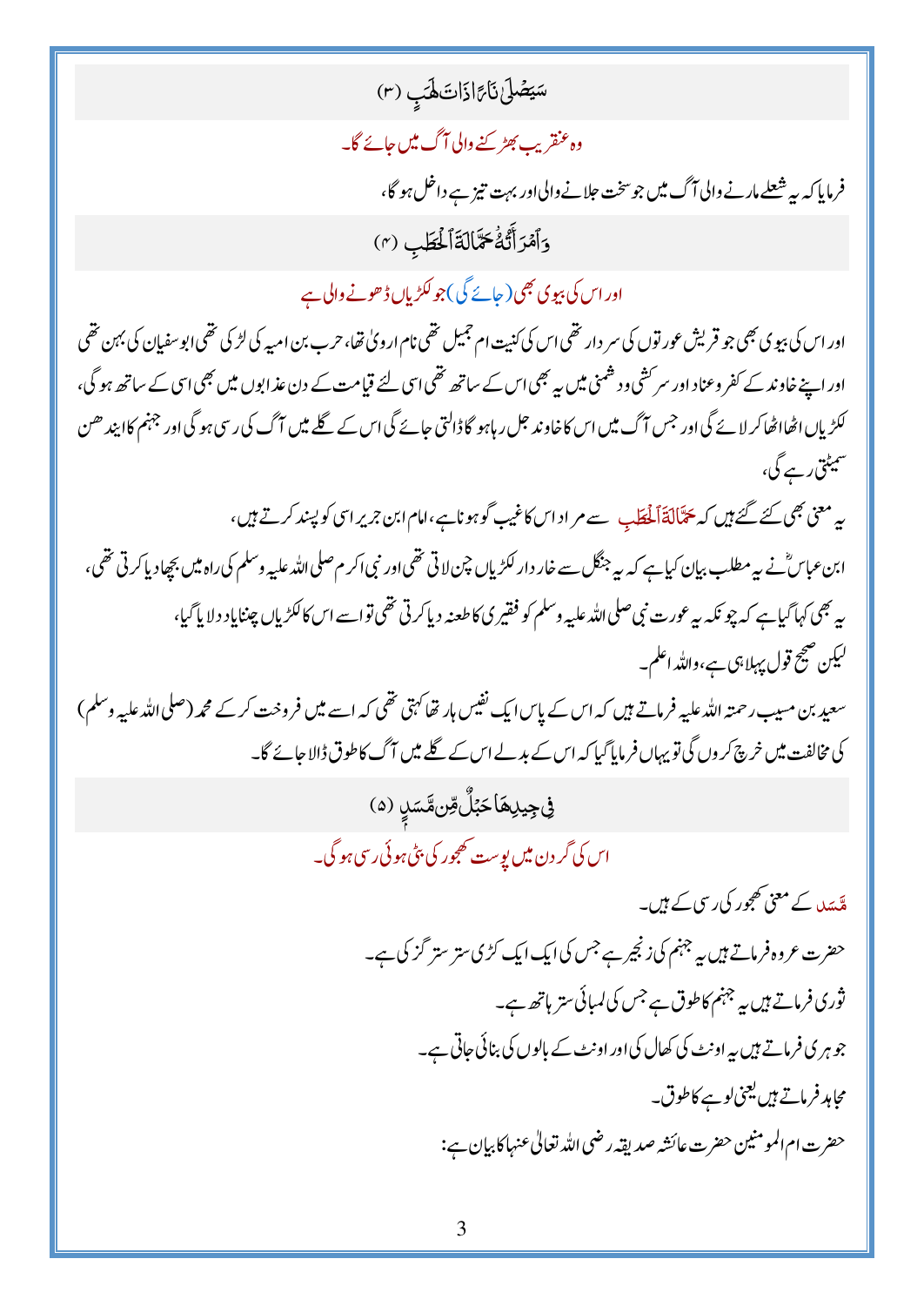سَيَصۡلَىٰ نَارًا ذَاتَ لَهَبٍ (۳)

وہ عنقریب بھڑکنے والی آگ میں جائے گا۔

فرمایا کہ یہ شعلے مارنے والی آگ میں جو سخت جلانے والی اور بہت تیز ہے داخل ہو گا،

وَٱمۡرَأَتُهُۥ حَمَّالَةَ ٱلۡحَطَبِ (۴)

اور اس کی بیوی بھی (جائے گی) جو لکڑیاں ڈھونے والی ہے

اور اس کی بیوی بھی جو قریش عورتوں کی سردار تھی اس کی کنیت ام جمیل تھی نام اروی تھا، حرب بن امیہ کی لڑکی تھی ابوسفیان کی بہن تھی اور اپنے خاوند کے کفر وعناد اور سرکشی ودشمنی میں یہ بھی اس کے ساتھ تھی اسی لئے قیامت کے دن عذابوں میں بھی اسی کے ساتھ ہو گی، لکڑیاں اٹھا اٹھا کر لائے گی اور جس آگ میں اس کا خاوند جل رہا ہو گا ڈالتی جائے گی اس کے گلے میں آگ کی رسی ہو گی اور جہنم کا ایندھن سمیٹتی رہے گی،

یہ معنی بھی کئے گئے ہیں کہ حَمَّالَةَ ٱلۡحَطَبِ سے مراد اس کا غیب گو ہونا ہے، امام ابن جریر اسی کو پسند کرتے ہیں،

ابن عباسؓ نے یہ مطلب بیان کیا ہے کہ یہ جنگل سے خاردار لکڑیاں چن لاتی تھی اور نبی اکرم صلی اللہ علیہ وسلم کی راہ میں بچھا دیا کرتی تھی،

یہ بھی کہا گیا ہے کہ چونکہ یہ عورت نبی صلی اللہ علیہ وسلم کو فقیری کا طعنہ دیا کرتی تھی تو اسے اس کا لکڑیاں چننا یاد دلایا گیا،

لیکن صحیح قول پہلا ہی ہے، واللہ اعلم۔

سعید بن مسیب رحمتہ اللہ علیہ فرماتے ہیں کہ اس کے پاس ایک نفیس ہار تھا کہتی تھی کہ اسے میں فروخت کر کے محمد (صلی اللہ علیہ وسلم) کی مخالفت میں خرچ کروں گی تو یہاں فرمایا گیا کہ اس کے بدلے اس کے گلے میں آگ کا طوق ڈالا جائے گا۔

فِي جِيدِهَا حَبۡلٌ مِّن مَّسَدٍۭ (۵)

اس کی گردن میں پوست کھجور کی بٹی ہوئی رسی ہو گی۔

مَّسَد کے معنی کھجور کی رسی کے ہیں۔

حضرت عروہ فرماتے ہیں یہ جہنم کی زنجیر ہے جس کی ایک ایک کڑی ستر ستر گز کی ہے۔

ثوری فرماتے ہیں یہ جہنم کا طوق ہے جس کی لمبائی ستر ہاتھ ہے۔

جوہری فرماتے ہیں یہ اونٹ کی کھال کی اور اونٹ کے بالوں کی بنائی جاتی ہے۔

مجاہد فرماتے ہیں یعنی لوہے کا طوق۔

حضرت ام المومنین حضرت عائشہ صدیقہ رضی اللہ تعالی عنہا کا بیان ہے: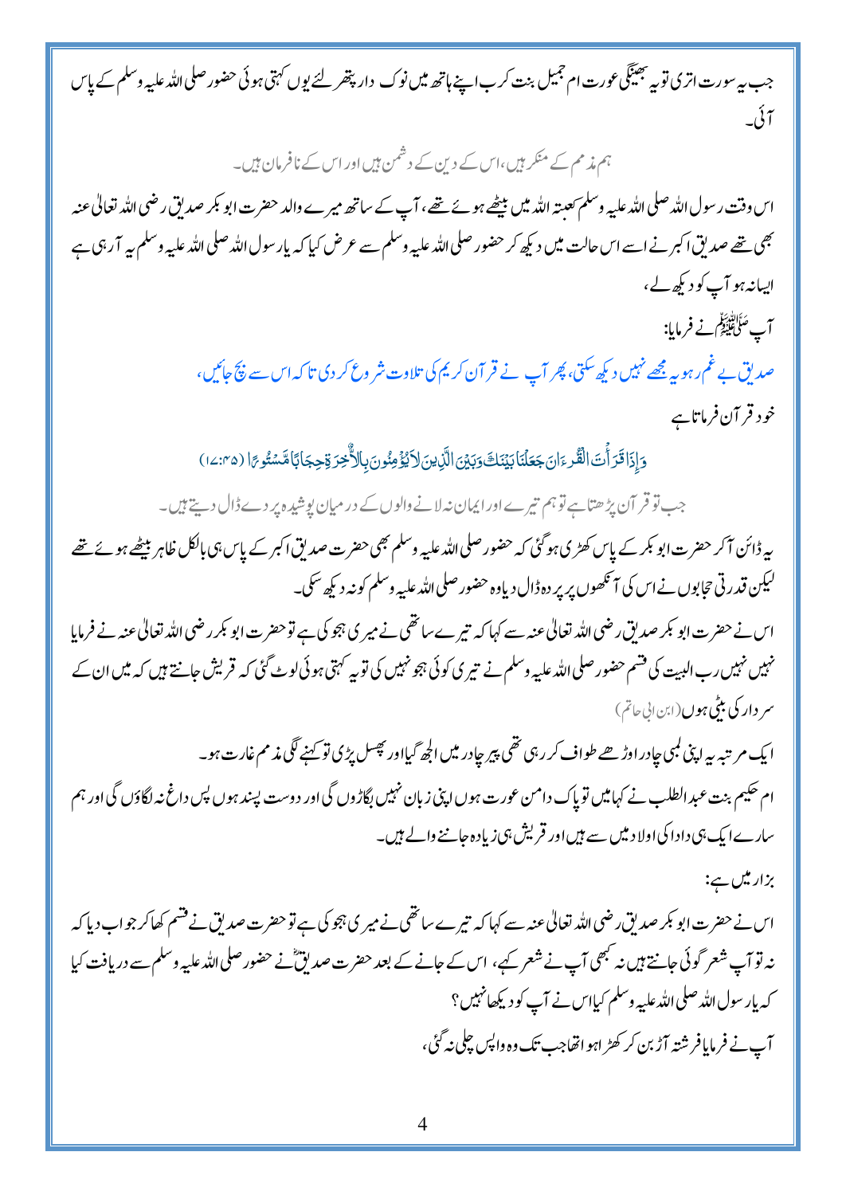جب یہ سورت اتری تو یہ بھینگی عورت ام جمیل بنت کرب اپنے ہاتھ میں نوک دار پتھر لئے یوں کہتی ہوئی حضور صلی اللہ علیہ وسلم کے پاس آئی۔

ہم مذمم کے منکر ہیں، اس کے دین کے دشمن ہیں اور اس کے نافرمان ہیں۔

اس وقت رسول اللہ صلی اللہ علیہ وسلم کعبتہ اللہ میں بیٹھے ہوئے تھے، آپ کے ساتھ میرے والد حضرت ابو بکر صدیق رضی اللہ تعالیٰ عنہ بھی تھے صدیق اکبر نے اسے اس حالت میں دیکھ کر حضور صلی اللہ علیہ وسلم سے عرض کیا کہ یارسول اللہ صلی اللہ علیہ وسلم یہ آرہی ہے ایسا نہ ہو آپ کو دیکھ لے،

آپ ﷺ نے فرمایا:

صدیق بے غم رہو یہ مجھے نہیں دیکھ سکتی، پھر آپ نے قرآن کریم کی تلاوت شروع کر دی تا کہ اس سے بچ جائیں،

خود قرآن فرماتا ہے

وَإِذَا قَرَأْتَ الْقُرْءَانَ جَعَلْنَا بَيْنَكَ وَبَيْنَ الَّذِينَ لَا يُؤْمِنُونَ بِالْآخِرَةِ حِجَابًا مَّسْتُورًا (۱۷:۴۵)

جب تو قرآن پڑھتا ہے تو ہم تیرے اور ایمان نہ لانے والوں کے درمیان پوشیدہ پردے ڈال دیتے ہیں۔

یہ ڈائن آکر حضرت ابو بکر کے پاس کھڑی ہوگئی کہ حضور صلی اللہ علیہ وسلم بھی حضرت صدیق اکبر کے پاس ہی بالکل ظاہر بیٹھے ہوئے تھے لیکن قدرتی حجابوں نے اس کی آنکھوں پر پردہ ڈال دیا وہ حضور صلی اللہ علیہ وسلم کو نہ دیکھ سکی۔

اس نے حضرت ابو بکر صدیق رضی اللہ تعالیٰ عنہ سے کہا کہ تیرے ساتھی نے میری ہجو کی ہے تو حضرت ابو بکر رضی اللہ تعالیٰ عنہ نے فرمایا نہیں نہیں رب البیت کی قسم حضور صلی اللہ علیہ وسلم نے تیری کوئی ہجو نہیں کی تو یہ کہتی ہوئی لوٹ گئی کہ قریش جانتے ہیں کہ میں ان کے سردار کی بیٹی ہوں (ابن ابی حاتم)

ایک مرتبہ یہ اپنی لمبی چادر اوڑھے طواف کر رہی تھی پیر چادر میں الجھ گیا اور پھسل پڑی تو کہنے لگی مذمم غارت ہو۔

ام حکیم بنت عبد المطلب نے کہا میں تو پاک دامن عورت ہوں اپنی زبان نہیں بگاڑوں گی اور دوست پسند ہوں پس داغ نہ لگاؤں گی اور ہم سارے ایک ہی دادا کی اولاد میں سے ہیں اور قریش ہی زیادہ جاننے والے ہیں۔

بزار میں ہے:

اس نے حضرت ابو بکر صدیق رضی اللہ تعالیٰ عنہ سے کہا کہ تیرے ساتھی نے میری ہجو کی ہے تو حضرت صدیق نے قسم کھا کر جواب دیا کہ نہ تو آپ شعر گوئی جانتے ہیں نہ کبھی آپ نے شعر کہے، اس کے جانے کے بعد حضرت صدیقؓ نے حضور صلی اللہ علیہ وسلم سے دریافت کیا کہ یارسول اللہ صلی اللہ علیہ وسلم کیا اس نے آپ کو دیکھا نہیں؟

آپ نے فرمایا فرشتہ آڑ بن کر کھڑا ہوا تھا جب تک وہ واپس چلی نہ گئی،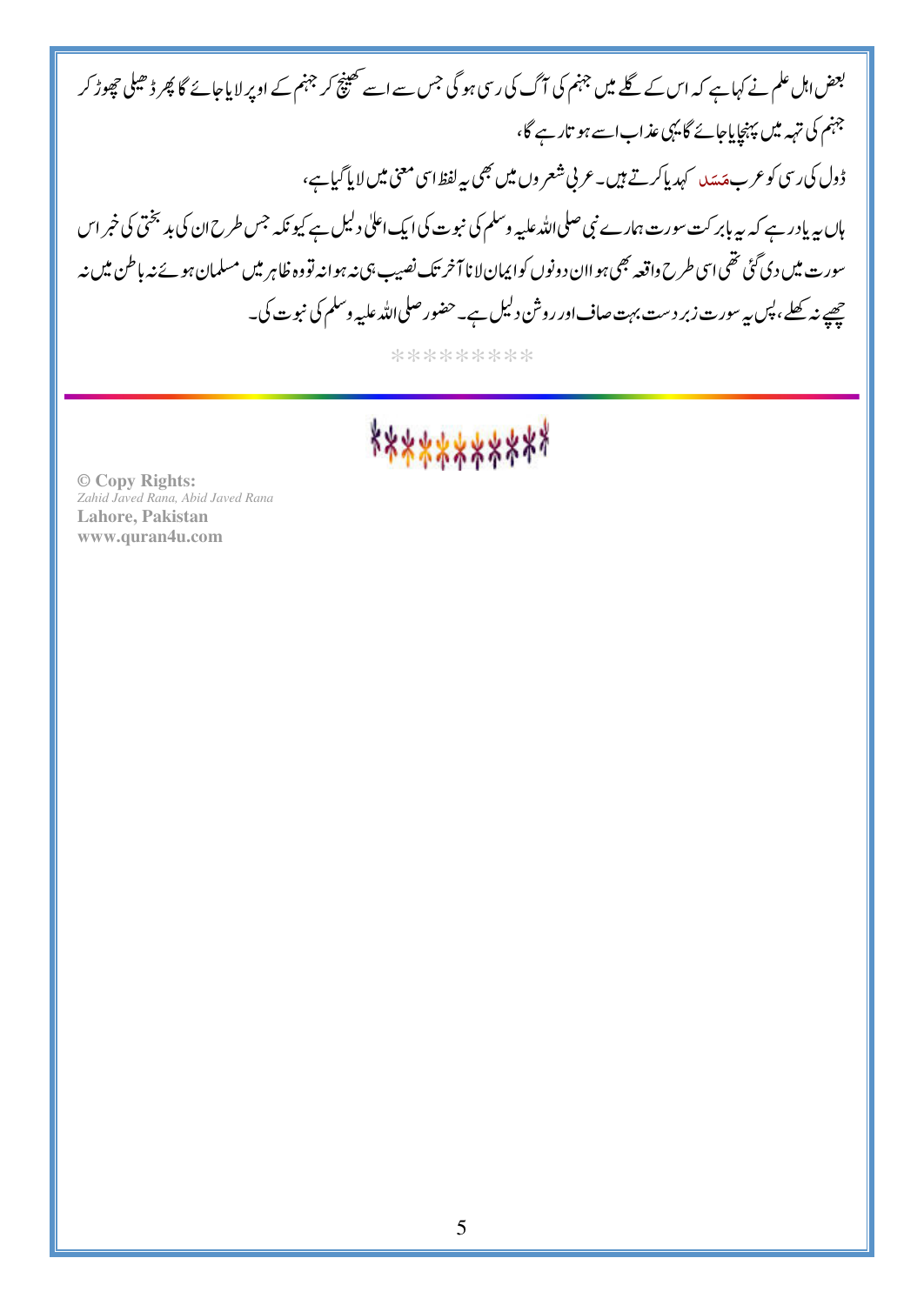بعض اہل علم نے کہا ہے کہ اس کے گلے میں جہنم کی آگ کی رسی ہو گی جس سے اسے کھینچ کر جہنم کے اوپر لایا جائے گا پھر ڈھیلی چھوڑ کر جہنم کی تہہ میں پہنچایا جائے گا یہی عذاب اسے ہوتا رہے گا،

ڈول کی رسی کو عرب مَسَد کہہ دیا کرتے ہیں۔ عربی شعروں میں بھی یہ لفظ اسی معنی میں لایا گیا ہے،

ہاں یہ یاد رہے کہ یہ بابرکت سورت ہمارے نبی صلی اللہ علیہ وسلم کی نبوت کی ایک اعلیٰ دلیل ہے کیونکہ جس طرح ان کی بد بختی کی خبر اس سورت میں دی گئی تھی اسی طرح واقعہ بھی ہوا ان دونوں کو ایمان لانا آخر تک نصیب ہی نہ ہوا نہ تو وہ ظاہر میں مسلمان ہوئے نہ باطن میں نہ چھپے نہ کھلے، پس یہ سورت زبردست بہت صاف اور روشن دلیل ہے۔ حضور صلی اللہ علیہ وسلم کی نبوت کی۔

*********

© Copy Rights:
*Zahid Javed Rana, Abid Javed Rana*
**Lahore, Pakistan**
**www.quran4u.com**